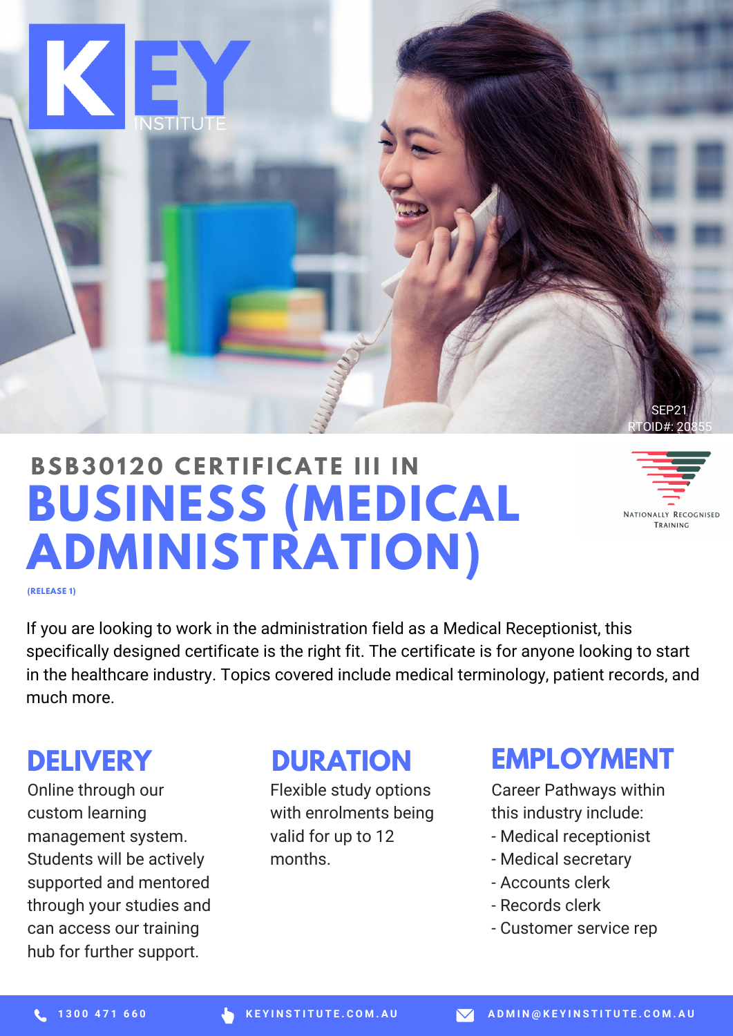KEY INSTITUTE

SEP21
RTOID#: 20855

# BSB30120 CERTIFICATE III IN BUSINESS (MEDICAL ADMINISTRATION)

(RELEASE 1)

Nationally Recognised Training

If you are looking to work in the administration field as a Medical Receptionist, this specifically designed certificate is the right fit. The certificate is for anyone looking to start in the healthcare industry. Topics covered include medical terminology, patient records, and much more.

## DELIVERY

Online through our custom learning management system. Students will be actively supported and mentored through your studies and can access our training hub for further support.

## DURATION

Flexible study options with enrolments being valid for up to 12 months.

## EMPLOYMENT

Career Pathways within this industry include:
- Medical receptionist
- Medical secretary
- Accounts clerk
- Records clerk
- Customer service rep

1300 471 660 | KEYINSTITUTE.COM.AU | ADMIN@KEYINSTITUTE.COM.AU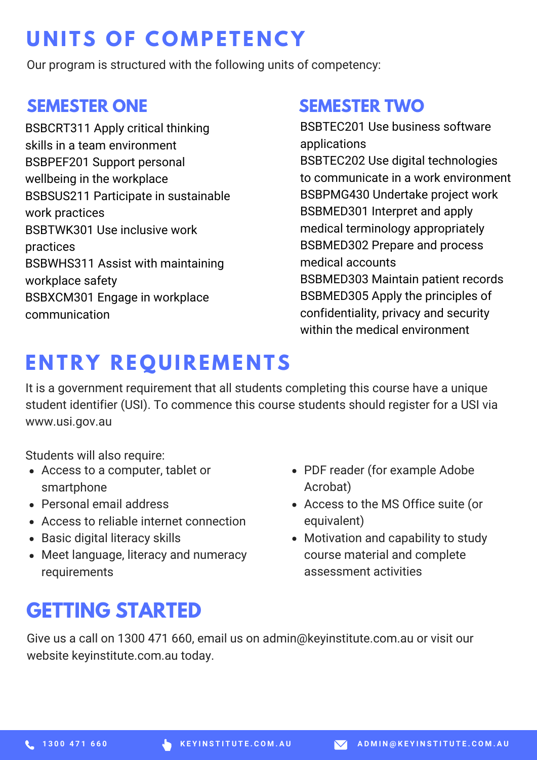# UNITS OF COMPETENCY

Our program is structured with the following units of competency:

## SEMESTER ONE

BSBCRT311 Apply critical thinking skills in a team environment
BSBPEF201 Support personal wellbeing in the workplace
BSBSUS211 Participate in sustainable work practices
BSBTWK301 Use inclusive work practices
BSBWHS311 Assist with maintaining workplace safety
BSBXCM301 Engage in workplace communication

## SEMESTER TWO

BSBTEC201 Use business software applications
BSBTEC202 Use digital technologies to communicate in a work environment
BSBPMG430 Undertake project work
BSBMED301 Interpret and apply medical terminology appropriately
BSBMED302 Prepare and process medical accounts
BSBMED303 Maintain patient records
BSBMED305 Apply the principles of confidentiality, privacy and security within the medical environment

# ENTRY REQUIREMENTS

It is a government requirement that all students completing this course have a unique student identifier (USI). To commence this course students should register for a USI via www.usi.gov.au

Students will also require:

- Access to a computer, tablet or smartphone
- Personal email address
- Access to reliable internet connection
- Basic digital literacy skills
- Meet language, literacy and numeracy requirements
- PDF reader (for example Adobe Acrobat)
- Access to the MS Office suite (or equivalent)
- Motivation and capability to study course material and complete assessment activities

# GETTING STARTED

Give us a call on 1300 471 660, email us on admin@keyinstitute.com.au or visit our website keyinstitute.com.au today.

1300 471 660 KEYINSTITUTE.COM.AU ADMIN@KEYINSTITUTE.COM.AU